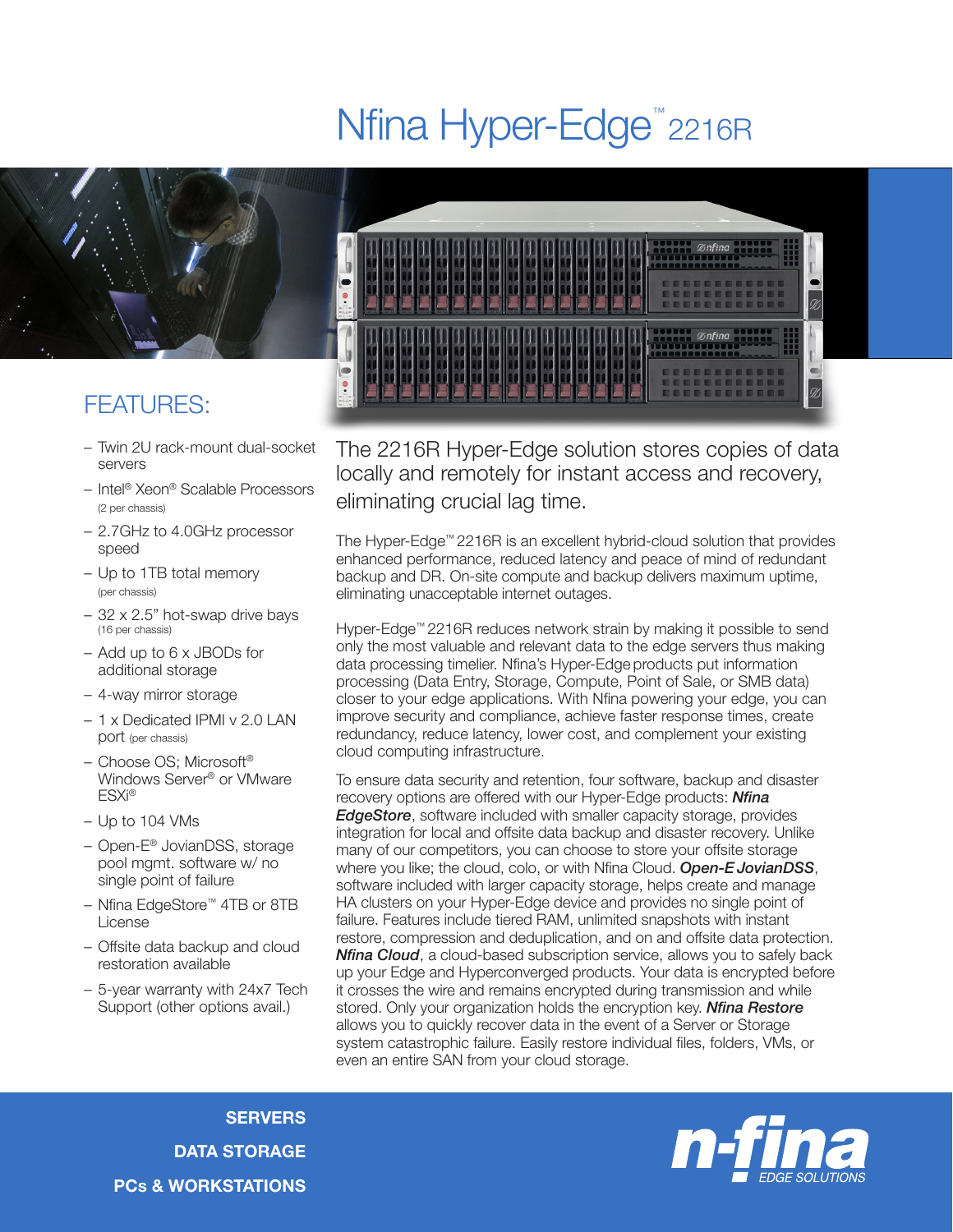# Nfina Hyper-Edge™ 2216R

## FEATURES:

- Twin 2U rack-mount dual-socket servers
- Intel® Xeon® Scalable Processors (2 per chassis)
- 2.7GHz to 4.0GHz processor speed
- Up to 1TB total memory (per chassis)
- 32 x 2.5" hot-swap drive bays (16 per chassis)
- Add up to 6 x JBODs for additional storage
- 4-way mirror storage
- 1 x Dedicated IPMI v 2.0 LAN port (per chassis)
- Choose OS; Microsoft® Windows Server® or VMware ESXi®
- Up to 104 VMs
- Open-E® JovianDSS, storage pool mgmt. software w/ no single point of failure
- Nfina EdgeStore™ 4TB or 8TB License
- Offsite data backup and cloud restoration available
- 5-year warranty with 24x7 Tech Support (other options avail.)

## The 2216R Hyper-Edge solution stores copies of data locally and remotely for instant access and recovery, eliminating crucial lag time.

The Hyper-Edge™ 2216R is an excellent hybrid-cloud solution that provides enhanced performance, reduced latency and peace of mind of redundant backup and DR. On-site compute and backup delivers maximum uptime, eliminating unacceptable internet outages.

Hyper-Edge™ 2216R reduces network strain by making it possible to send only the most valuable and relevant data to the edge servers thus making data processing timelier. Nfina's Hyper-Edge products put information processing (Data Entry, Storage, Compute, Point of Sale, or SMB data) closer to your edge applications. With Nfina powering your edge, you can improve security and compliance, achieve faster response times, create redundancy, reduce latency, lower cost, and complement your existing cloud computing infrastructure.

To ensure data security and retention, four software, backup and disaster recovery options are offered with our Hyper-Edge products: ***Nfina EdgeStore***, software included with smaller capacity storage, provides integration for local and offsite data backup and disaster recovery. Unlike many of our competitors, you can choose to store your offsite storage where you like; the cloud, colo, or with Nfina Cloud. ***Open-E JovianDSS***, software included with larger capacity storage, helps create and manage HA clusters on your Hyper-Edge device and provides no single point of failure. Features include tiered RAM, unlimited snapshots with instant restore, compression and deduplication, and on and offsite data protection. ***Nfina Cloud***, a cloud-based subscription service, allows you to safely back up your Edge and Hyperconverged products. Your data is encrypted before it crosses the wire and remains encrypted during transmission and while stored. Only your organization holds the encryption key. ***Nfina Restore*** allows you to quickly recover data in the event of a Server or Storage system catastrophic failure. Easily restore individual files, folders, VMs, or even an entire SAN from your cloud storage.

**SERVERS**
**DATA STORAGE**
**PCs & WORKSTATIONS**

n-fina EDGE SOLUTIONS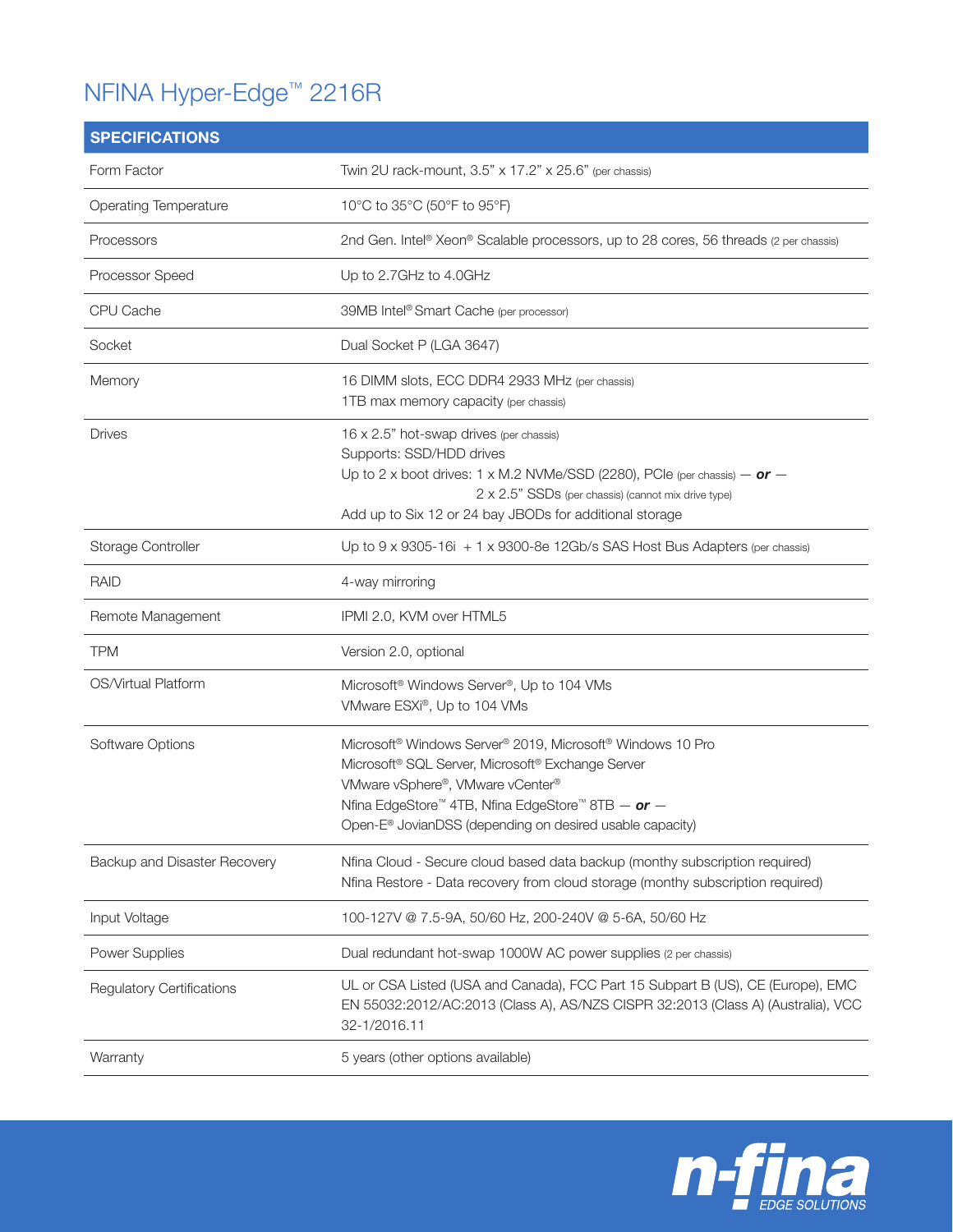# NFINA Hyper-Edge™ 2216R

| SPECIFICATIONS | |
|---|---|
| Form Factor | Twin 2U rack-mount, 3.5" x 17.2" x 25.6" (per chassis) |
| Operating Temperature | 10°C to 35°C (50°F to 95°F) |
| Processors | 2nd Gen. Intel® Xeon® Scalable processors, up to 28 cores, 56 threads (2 per chassis) |
| Processor Speed | Up to 2.7GHz to 4.0GHz |
| CPU Cache | 39MB Intel® Smart Cache (per processor) |
| Socket | Dual Socket P (LGA 3647) |
| Memory | 16 DIMM slots, ECC DDR4 2933 MHz (per chassis)<br>1TB max memory capacity (per chassis) |
| Drives | 16 x 2.5" hot-swap drives (per chassis)<br>Supports: SSD/HDD drives<br>Up to 2 x boot drives: 1 x M.2 NVMe/SSD (2280), PCIe (per chassis) — ***or*** —<br>2 x 2.5" SSDs (per chassis) (cannot mix drive type)<br>Add up to Six 12 or 24 bay JBODs for additional storage |
| Storage Controller | Up to 9 x 9305-16i + 1 x 9300-8e 12Gb/s SAS Host Bus Adapters (per chassis) |
| RAID | 4-way mirroring |
| Remote Management | IPMI 2.0, KVM over HTML5 |
| TPM | Version 2.0, optional |
| OS/Virtual Platform | Microsoft® Windows Server®, Up to 104 VMs<br>VMware ESXi®, Up to 104 VMs |
| Software Options | Microsoft® Windows Server® 2019, Microsoft® Windows 10 Pro<br>Microsoft® SQL Server, Microsoft® Exchange Server<br>VMware vSphere®, VMware vCenter®<br>Nfina EdgeStore™ 4TB, Nfina EdgeStore™ 8TB — ***or*** —<br>Open-E® JovianDSS (depending on desired usable capacity) |
| Backup and Disaster Recovery | Nfina Cloud - Secure cloud based data backup (monthy subscription required)<br>Nfina Restore - Data recovery from cloud storage (monthy subscription required) |
| Input Voltage | 100-127V @ 7.5-9A, 50/60 Hz, 200-240V @ 5-6A, 50/60 Hz |
| Power Supplies | Dual redundant hot-swap 1000W AC power supplies (2 per chassis) |
| Regulatory Certifications | UL or CSA Listed (USA and Canada), FCC Part 15 Subpart B (US), CE (Europe), EMC EN 55032:2012/AC:2013 (Class A), AS/NZS CISPR 32:2013 (Class A) (Australia), VCC 32-1/2016.11 |
| Warranty | 5 years (other options available) |

n-fina EDGE SOLUTIONS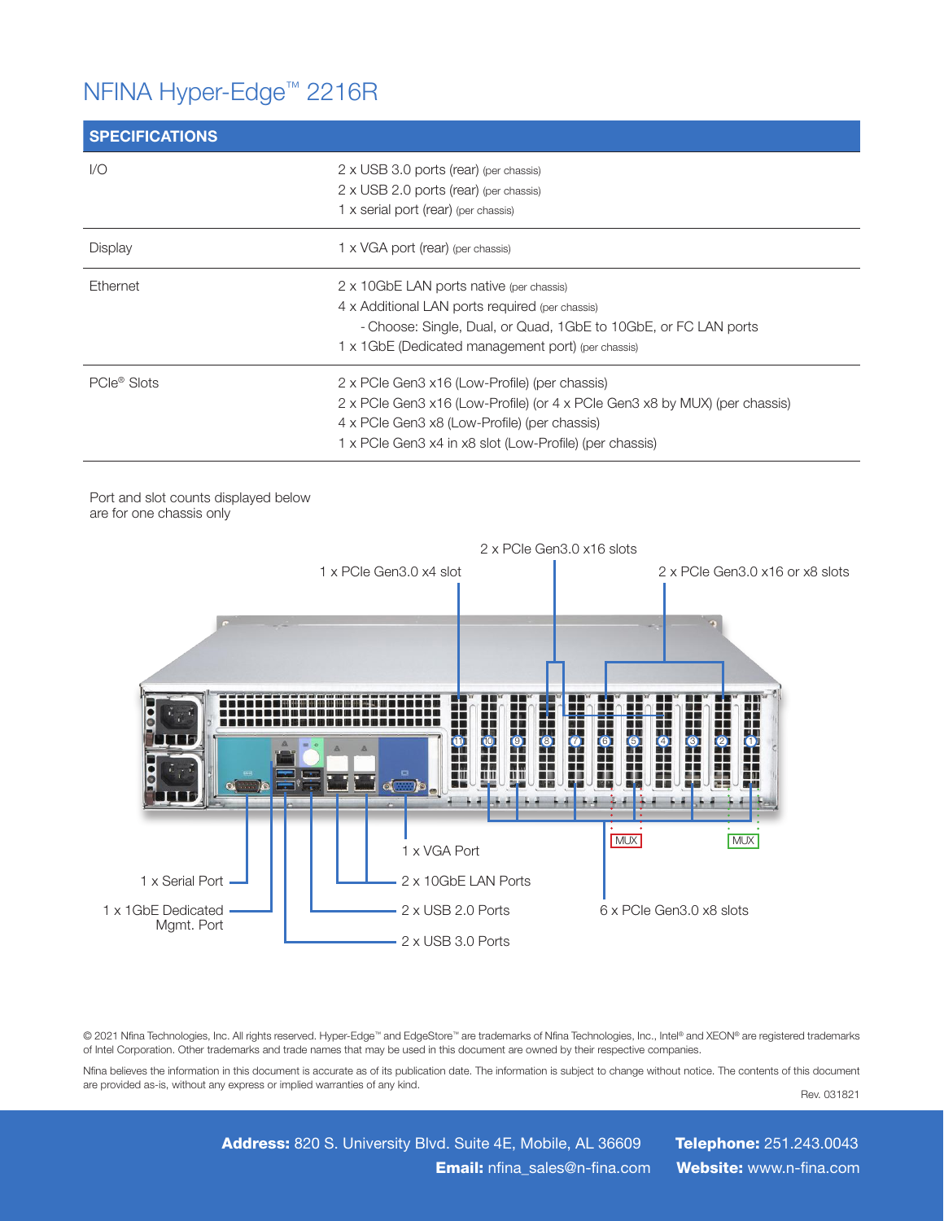# NFINA Hyper-Edge™ 2216R

| SPECIFICATIONS | |
|---|---|
| I/O | 2 x USB 3.0 ports (rear) (per chassis)<br>2 x USB 2.0 ports (rear) (per chassis)<br>1 x serial port (rear) (per chassis) |
| Display | 1 x VGA port (rear) (per chassis) |
| Ethernet | 2 x 10GbE LAN ports native (per chassis)<br>4 x Additional LAN ports required (per chassis)<br>- Choose: Single, Dual, or Quad, 1GbE to 10GbE, or FC LAN ports<br>1 x 1GbE (Dedicated management port) (per chassis) |
| PCIe® Slots | 2 x PCIe Gen3 x16 (Low-Profile) (per chassis)<br>2 x PCIe Gen3 x16 (Low-Profile) (or 4 x PCIe Gen3 x8 by MUX) (per chassis)<br>4 x PCIe Gen3 x8 (Low-Profile) (per chassis)<br>1 x PCIe Gen3 x4 in x8 slot (Low-Profile) (per chassis) |

Port and slot counts displayed below are for one chassis only

2 x PCIe Gen3.0 x16 slots

1 x PCIe Gen3.0 x4 slot

2 x PCIe Gen3.0 x16 or x8 slots

11 10 9 8 7 6 5 4 3 2 1

MUX

MUX

1 x VGA Port

1 x Serial Port

2 x 10GbE LAN Ports

1 x 1GbE Dedicated Mgmt. Port

2 x USB 2.0 Ports

6 x PCIe Gen3.0 x8 slots

2 x USB 3.0 Ports

© 2021 Nfina Technologies, Inc. All rights reserved. Hyper-Edge™ and EdgeStore™ are trademarks of Nfina Technologies, Inc., Intel® and XEON® are registered trademarks of Intel Corporation. Other trademarks and trade names that may be used in this document are owned by their respective companies.

Nfina believes the information in this document is accurate as of its publication date. The information is subject to change without notice. The contents of this document are provided as-is, without any express or implied warranties of any kind.

Rev. 031821

**Address:** 820 S. University Blvd. Suite 4E, Mobile, AL 36609 **Telephone:** 251.243.0043
**Email:** nfina_sales@n-fina.com **Website:** www.n-fina.com